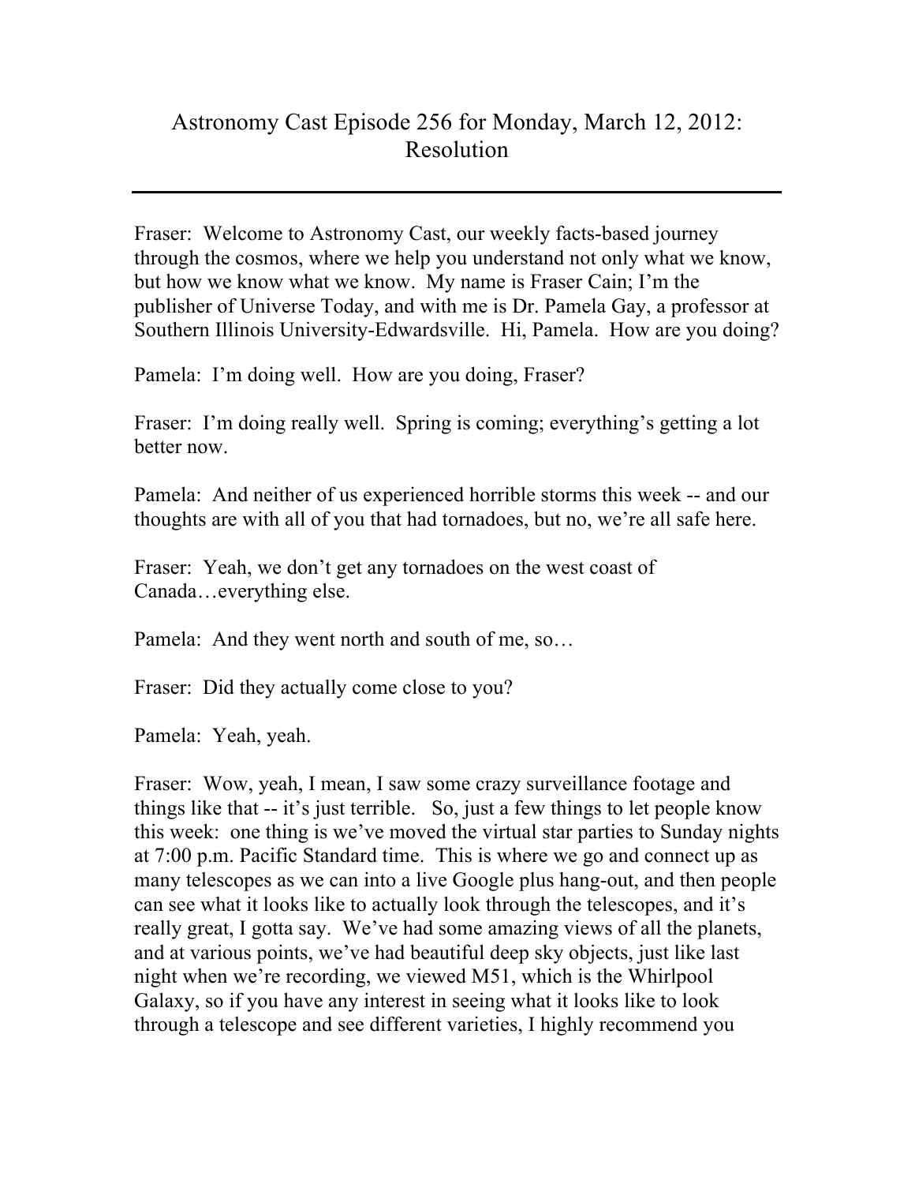# Astronomy Cast Episode 256 for Monday, March 12, 2012: Resolution

---

Fraser: Welcome to Astronomy Cast, our weekly facts-based journey through the cosmos, where we help you understand not only what we know, but how we know what we know. My name is Fraser Cain; I'm the publisher of Universe Today, and with me is Dr. Pamela Gay, a professor at Southern Illinois University-Edwardsville. Hi, Pamela. How are you doing?

Pamela: I'm doing well. How are you doing, Fraser?

Fraser: I'm doing really well. Spring is coming; everything's getting a lot better now.

Pamela: And neither of us experienced horrible storms this week -- and our thoughts are with all of you that had tornadoes, but no, we're all safe here.

Fraser: Yeah, we don't get any tornadoes on the west coast of Canada…everything else.

Pamela: And they went north and south of me, so…

Fraser: Did they actually come close to you?

Pamela: Yeah, yeah.

Fraser: Wow, yeah, I mean, I saw some crazy surveillance footage and things like that -- it's just terrible. So, just a few things to let people know this week: one thing is we've moved the virtual star parties to Sunday nights at 7:00 p.m. Pacific Standard time. This is where we go and connect up as many telescopes as we can into a live Google plus hang-out, and then people can see what it looks like to actually look through the telescopes, and it's really great, I gotta say. We've had some amazing views of all the planets, and at various points, we've had beautiful deep sky objects, just like last night when we're recording, we viewed M51, which is the Whirlpool Galaxy, so if you have any interest in seeing what it looks like to look through a telescope and see different varieties, I highly recommend you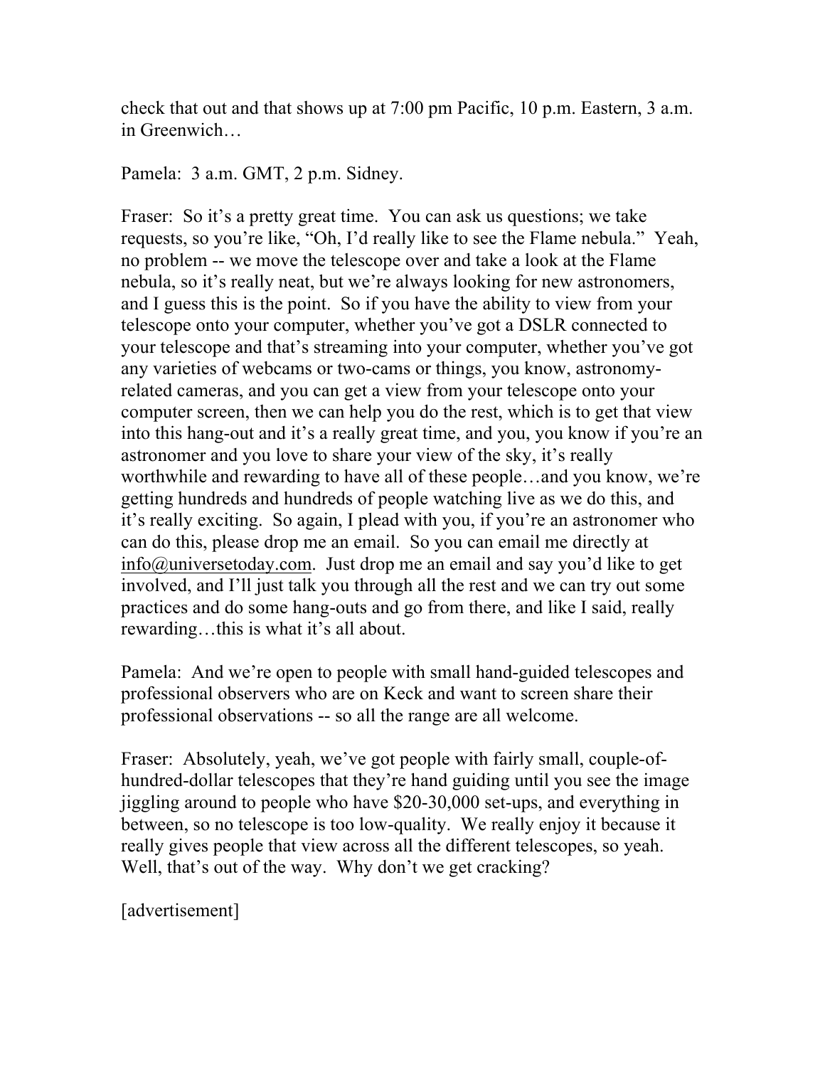check that out and that shows up at 7:00 pm Pacific, 10 p.m. Eastern, 3 a.m. in Greenwich…

Pamela: 3 a.m. GMT, 2 p.m. Sidney.

Fraser: So it's a pretty great time. You can ask us questions; we take requests, so you're like, "Oh, I'd really like to see the Flame nebula." Yeah, no problem -- we move the telescope over and take a look at the Flame nebula, so it's really neat, but we're always looking for new astronomers, and I guess this is the point. So if you have the ability to view from your telescope onto your computer, whether you've got a DSLR connected to your telescope and that's streaming into your computer, whether you've got any varieties of webcams or two-cams or things, you know, astronomy-related cameras, and you can get a view from your telescope onto your computer screen, then we can help you do the rest, which is to get that view into this hang-out and it's a really great time, and you, you know if you're an astronomer and you love to share your view of the sky, it's really worthwhile and rewarding to have all of these people…and you know, we're getting hundreds and hundreds of people watching live as we do this, and it's really exciting. So again, I plead with you, if you're an astronomer who can do this, please drop me an email. So you can email me directly at info@universetoday.com. Just drop me an email and say you'd like to get involved, and I'll just talk you through all the rest and we can try out some practices and do some hang-outs and go from there, and like I said, really rewarding…this is what it's all about.

Pamela: And we're open to people with small hand-guided telescopes and professional observers who are on Keck and want to screen share their professional observations -- so all the range are all welcome.

Fraser: Absolutely, yeah, we've got people with fairly small, couple-of-hundred-dollar telescopes that they're hand guiding until you see the image jiggling around to people who have $20-30,000 set-ups, and everything in between, so no telescope is too low-quality. We really enjoy it because it really gives people that view across all the different telescopes, so yeah. Well, that's out of the way. Why don't we get cracking?

[advertisement]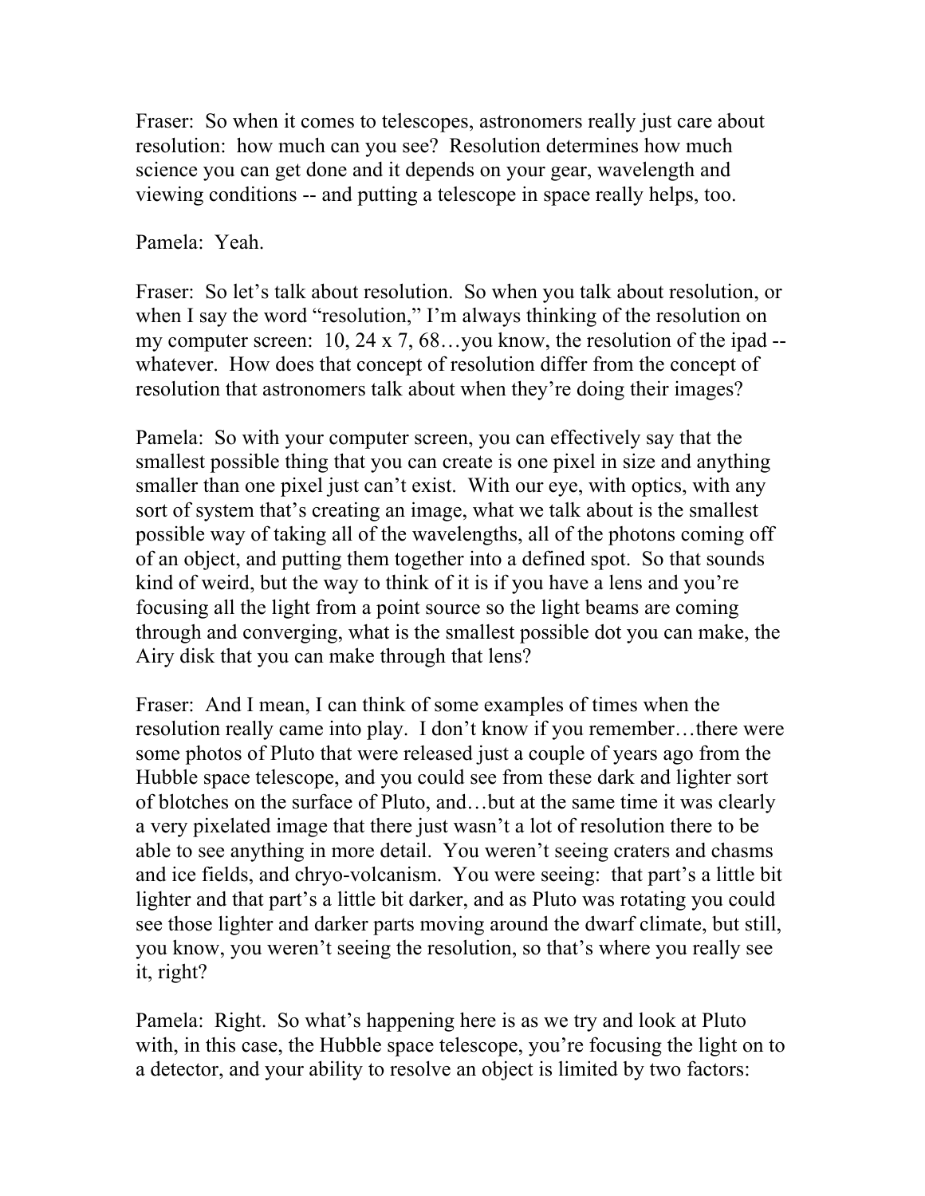Fraser: So when it comes to telescopes, astronomers really just care about resolution: how much can you see? Resolution determines how much science you can get done and it depends on your gear, wavelength and viewing conditions -- and putting a telescope in space really helps, too.

Pamela: Yeah.

Fraser: So let's talk about resolution. So when you talk about resolution, or when I say the word "resolution," I'm always thinking of the resolution on my computer screen: 10, 24 x 7, 68…you know, the resolution of the ipad -- whatever. How does that concept of resolution differ from the concept of resolution that astronomers talk about when they're doing their images?

Pamela: So with your computer screen, you can effectively say that the smallest possible thing that you can create is one pixel in size and anything smaller than one pixel just can't exist. With our eye, with optics, with any sort of system that's creating an image, what we talk about is the smallest possible way of taking all of the wavelengths, all of the photons coming off of an object, and putting them together into a defined spot. So that sounds kind of weird, but the way to think of it is if you have a lens and you're focusing all the light from a point source so the light beams are coming through and converging, what is the smallest possible dot you can make, the Airy disk that you can make through that lens?

Fraser: And I mean, I can think of some examples of times when the resolution really came into play. I don't know if you remember…there were some photos of Pluto that were released just a couple of years ago from the Hubble space telescope, and you could see from these dark and lighter sort of blotches on the surface of Pluto, and…but at the same time it was clearly a very pixelated image that there just wasn't a lot of resolution there to be able to see anything in more detail. You weren't seeing craters and chasms and ice fields, and chryo-volcanism. You were seeing: that part's a little bit lighter and that part's a little bit darker, and as Pluto was rotating you could see those lighter and darker parts moving around the dwarf climate, but still, you know, you weren't seeing the resolution, so that's where you really see it, right?

Pamela: Right. So what's happening here is as we try and look at Pluto with, in this case, the Hubble space telescope, you're focusing the light on to a detector, and your ability to resolve an object is limited by two factors: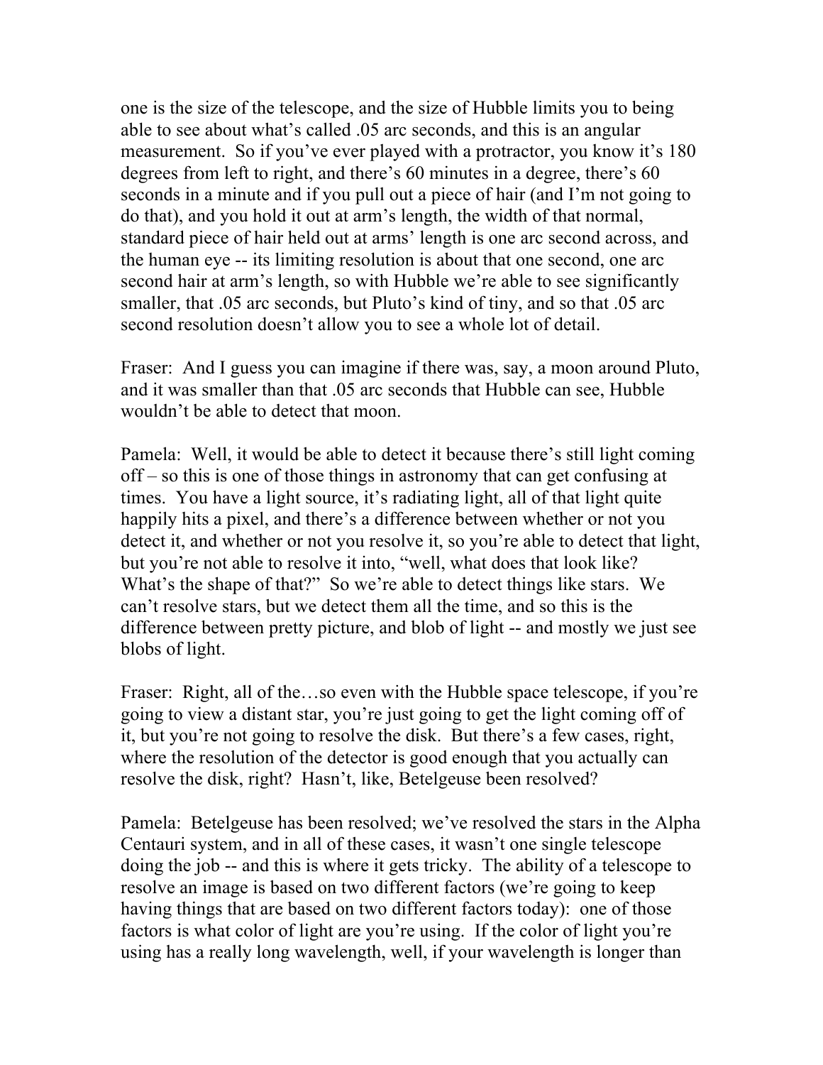one is the size of the telescope, and the size of Hubble limits you to being able to see about what's called .05 arc seconds, and this is an angular measurement. So if you've ever played with a protractor, you know it's 180 degrees from left to right, and there's 60 minutes in a degree, there's 60 seconds in a minute and if you pull out a piece of hair (and I'm not going to do that), and you hold it out at arm's length, the width of that normal, standard piece of hair held out at arms' length is one arc second across, and the human eye -- its limiting resolution is about that one second, one arc second hair at arm's length, so with Hubble we're able to see significantly smaller, that .05 arc seconds, but Pluto's kind of tiny, and so that .05 arc second resolution doesn't allow you to see a whole lot of detail.

Fraser: And I guess you can imagine if there was, say, a moon around Pluto, and it was smaller than that .05 arc seconds that Hubble can see, Hubble wouldn't be able to detect that moon.

Pamela: Well, it would be able to detect it because there's still light coming off – so this is one of those things in astronomy that can get confusing at times. You have a light source, it's radiating light, all of that light quite happily hits a pixel, and there's a difference between whether or not you detect it, and whether or not you resolve it, so you're able to detect that light, but you're not able to resolve it into, "well, what does that look like? What's the shape of that?" So we're able to detect things like stars. We can't resolve stars, but we detect them all the time, and so this is the difference between pretty picture, and blob of light -- and mostly we just see blobs of light.

Fraser: Right, all of the…so even with the Hubble space telescope, if you're going to view a distant star, you're just going to get the light coming off of it, but you're not going to resolve the disk. But there's a few cases, right, where the resolution of the detector is good enough that you actually can resolve the disk, right? Hasn't, like, Betelgeuse been resolved?

Pamela: Betelgeuse has been resolved; we've resolved the stars in the Alpha Centauri system, and in all of these cases, it wasn't one single telescope doing the job -- and this is where it gets tricky. The ability of a telescope to resolve an image is based on two different factors (we're going to keep having things that are based on two different factors today): one of those factors is what color of light are you're using. If the color of light you're using has a really long wavelength, well, if your wavelength is longer than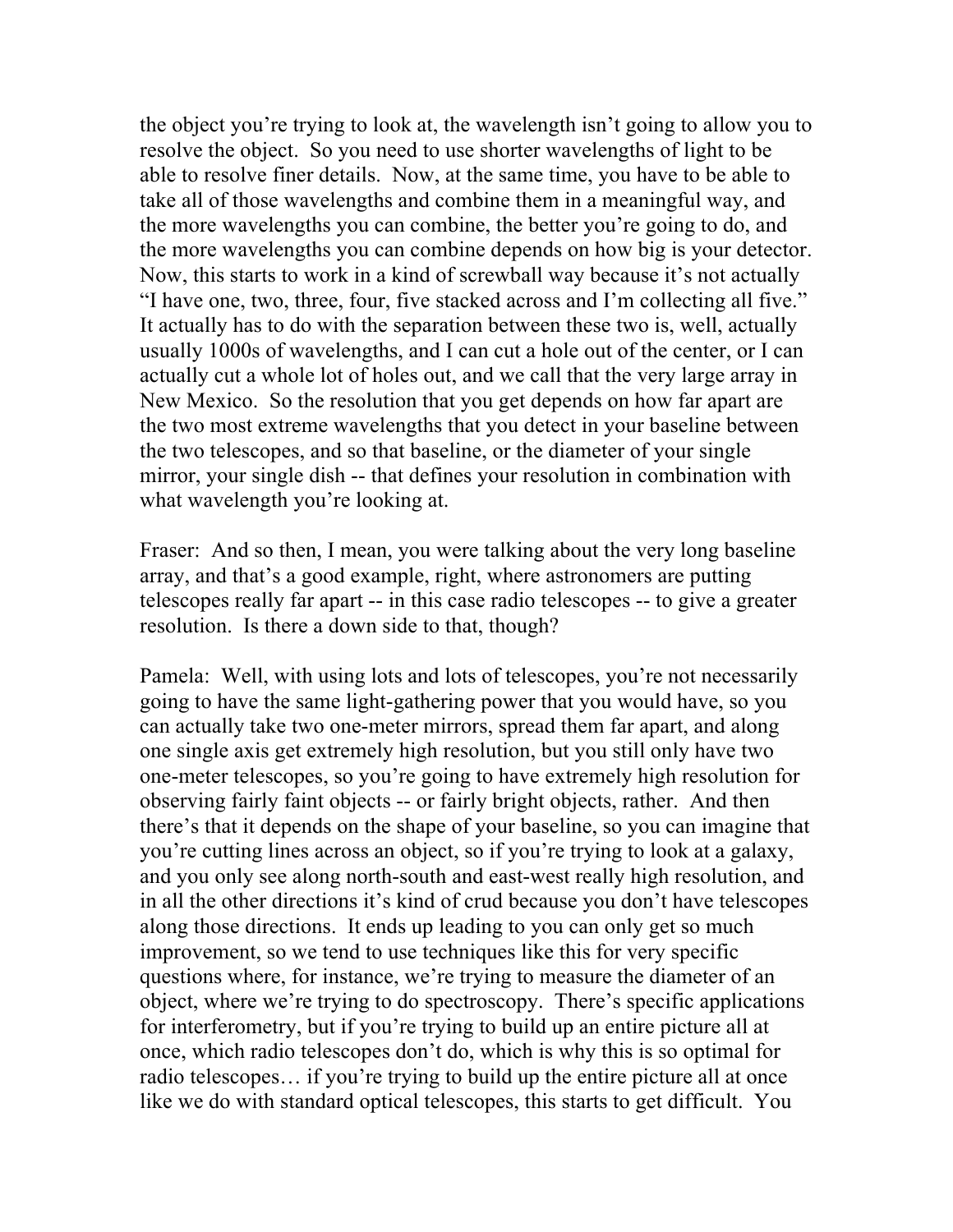the object you're trying to look at, the wavelength isn't going to allow you to resolve the object. So you need to use shorter wavelengths of light to be able to resolve finer details. Now, at the same time, you have to be able to take all of those wavelengths and combine them in a meaningful way, and the more wavelengths you can combine, the better you're going to do, and the more wavelengths you can combine depends on how big is your detector. Now, this starts to work in a kind of screwball way because it's not actually "I have one, two, three, four, five stacked across and I'm collecting all five." It actually has to do with the separation between these two is, well, actually usually 1000s of wavelengths, and I can cut a hole out of the center, or I can actually cut a whole lot of holes out, and we call that the very large array in New Mexico. So the resolution that you get depends on how far apart are the two most extreme wavelengths that you detect in your baseline between the two telescopes, and so that baseline, or the diameter of your single mirror, your single dish -- that defines your resolution in combination with what wavelength you're looking at.

Fraser: And so then, I mean, you were talking about the very long baseline array, and that's a good example, right, where astronomers are putting telescopes really far apart -- in this case radio telescopes -- to give a greater resolution. Is there a down side to that, though?

Pamela: Well, with using lots and lots of telescopes, you're not necessarily going to have the same light-gathering power that you would have, so you can actually take two one-meter mirrors, spread them far apart, and along one single axis get extremely high resolution, but you still only have two one-meter telescopes, so you're going to have extremely high resolution for observing fairly faint objects -- or fairly bright objects, rather. And then there's that it depends on the shape of your baseline, so you can imagine that you're cutting lines across an object, so if you're trying to look at a galaxy, and you only see along north-south and east-west really high resolution, and in all the other directions it's kind of crud because you don't have telescopes along those directions. It ends up leading to you can only get so much improvement, so we tend to use techniques like this for very specific questions where, for instance, we're trying to measure the diameter of an object, where we're trying to do spectroscopy. There's specific applications for interferometry, but if you're trying to build up an entire picture all at once, which radio telescopes don't do, which is why this is so optimal for radio telescopes… if you're trying to build up the entire picture all at once like we do with standard optical telescopes, this starts to get difficult. You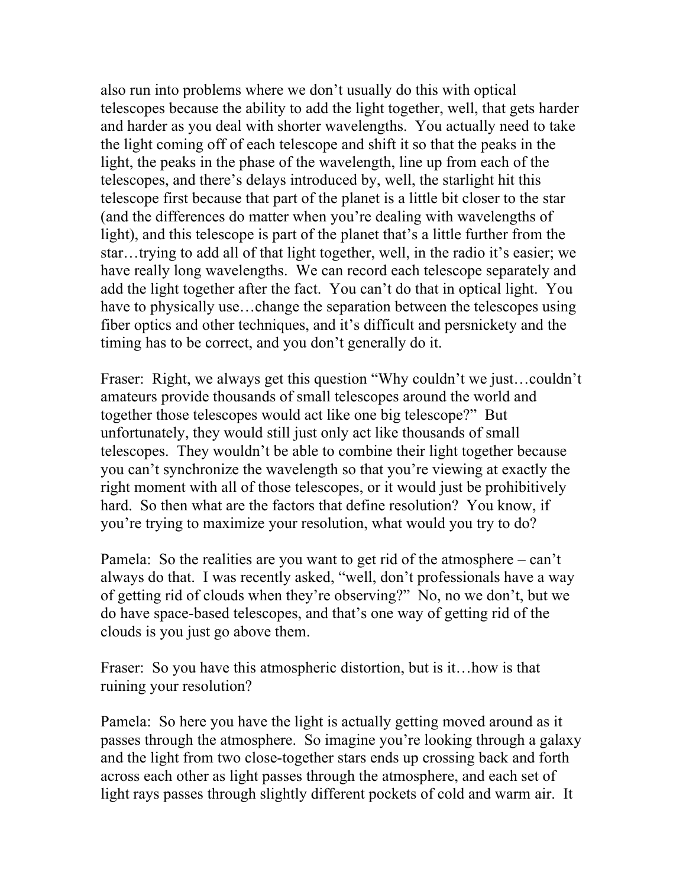also run into problems where we don't usually do this with optical telescopes because the ability to add the light together, well, that gets harder and harder as you deal with shorter wavelengths. You actually need to take the light coming off of each telescope and shift it so that the peaks in the light, the peaks in the phase of the wavelength, line up from each of the telescopes, and there's delays introduced by, well, the starlight hit this telescope first because that part of the planet is a little bit closer to the star (and the differences do matter when you're dealing with wavelengths of light), and this telescope is part of the planet that's a little further from the star…trying to add all of that light together, well, in the radio it's easier; we have really long wavelengths. We can record each telescope separately and add the light together after the fact. You can't do that in optical light. You have to physically use…change the separation between the telescopes using fiber optics and other techniques, and it's difficult and persnickety and the timing has to be correct, and you don't generally do it.

Fraser: Right, we always get this question "Why couldn't we just…couldn't amateurs provide thousands of small telescopes around the world and together those telescopes would act like one big telescope?" But unfortunately, they would still just only act like thousands of small telescopes. They wouldn't be able to combine their light together because you can't synchronize the wavelength so that you're viewing at exactly the right moment with all of those telescopes, or it would just be prohibitively hard. So then what are the factors that define resolution? You know, if you're trying to maximize your resolution, what would you try to do?

Pamela: So the realities are you want to get rid of the atmosphere – can't always do that. I was recently asked, "well, don't professionals have a way of getting rid of clouds when they're observing?" No, no we don't, but we do have space-based telescopes, and that's one way of getting rid of the clouds is you just go above them.

Fraser: So you have this atmospheric distortion, but is it…how is that ruining your resolution?

Pamela: So here you have the light is actually getting moved around as it passes through the atmosphere. So imagine you're looking through a galaxy and the light from two close-together stars ends up crossing back and forth across each other as light passes through the atmosphere, and each set of light rays passes through slightly different pockets of cold and warm air. It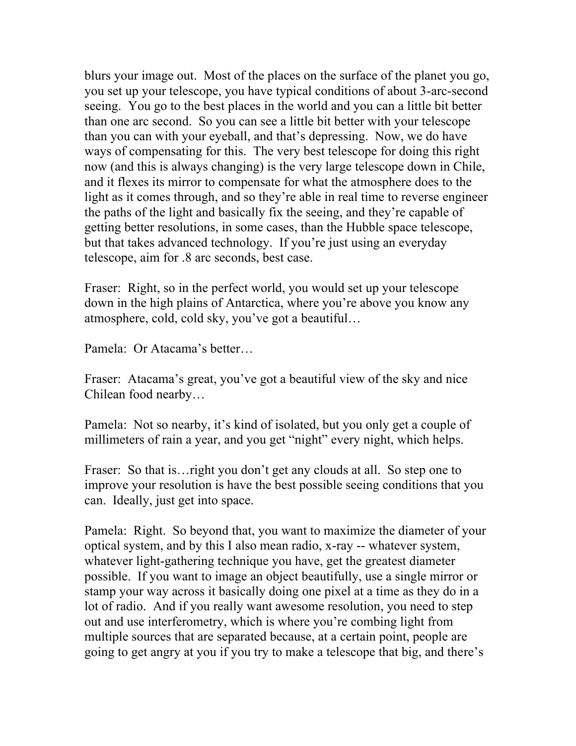blurs your image out. Most of the places on the surface of the planet you go, you set up your telescope, you have typical conditions of about 3-arc-second seeing. You go to the best places in the world and you can a little bit better than one arc second. So you can see a little bit better with your telescope than you can with your eyeball, and that's depressing. Now, we do have ways of compensating for this. The very best telescope for doing this right now (and this is always changing) is the very large telescope down in Chile, and it flexes its mirror to compensate for what the atmosphere does to the light as it comes through, and so they're able in real time to reverse engineer the paths of the light and basically fix the seeing, and they're capable of getting better resolutions, in some cases, than the Hubble space telescope, but that takes advanced technology. If you're just using an everyday telescope, aim for .8 arc seconds, best case.

Fraser: Right, so in the perfect world, you would set up your telescope down in the high plains of Antarctica, where you're above you know any atmosphere, cold, cold sky, you've got a beautiful…

Pamela: Or Atacama's better…

Fraser: Atacama's great, you've got a beautiful view of the sky and nice Chilean food nearby…

Pamela: Not so nearby, it's kind of isolated, but you only get a couple of millimeters of rain a year, and you get "night" every night, which helps.

Fraser: So that is…right you don't get any clouds at all. So step one to improve your resolution is have the best possible seeing conditions that you can. Ideally, just get into space.

Pamela: Right. So beyond that, you want to maximize the diameter of your optical system, and by this I also mean radio, x-ray -- whatever system, whatever light-gathering technique you have, get the greatest diameter possible. If you want to image an object beautifully, use a single mirror or stamp your way across it basically doing one pixel at a time as they do in a lot of radio. And if you really want awesome resolution, you need to step out and use interferometry, which is where you're combing light from multiple sources that are separated because, at a certain point, people are going to get angry at you if you try to make a telescope that big, and there's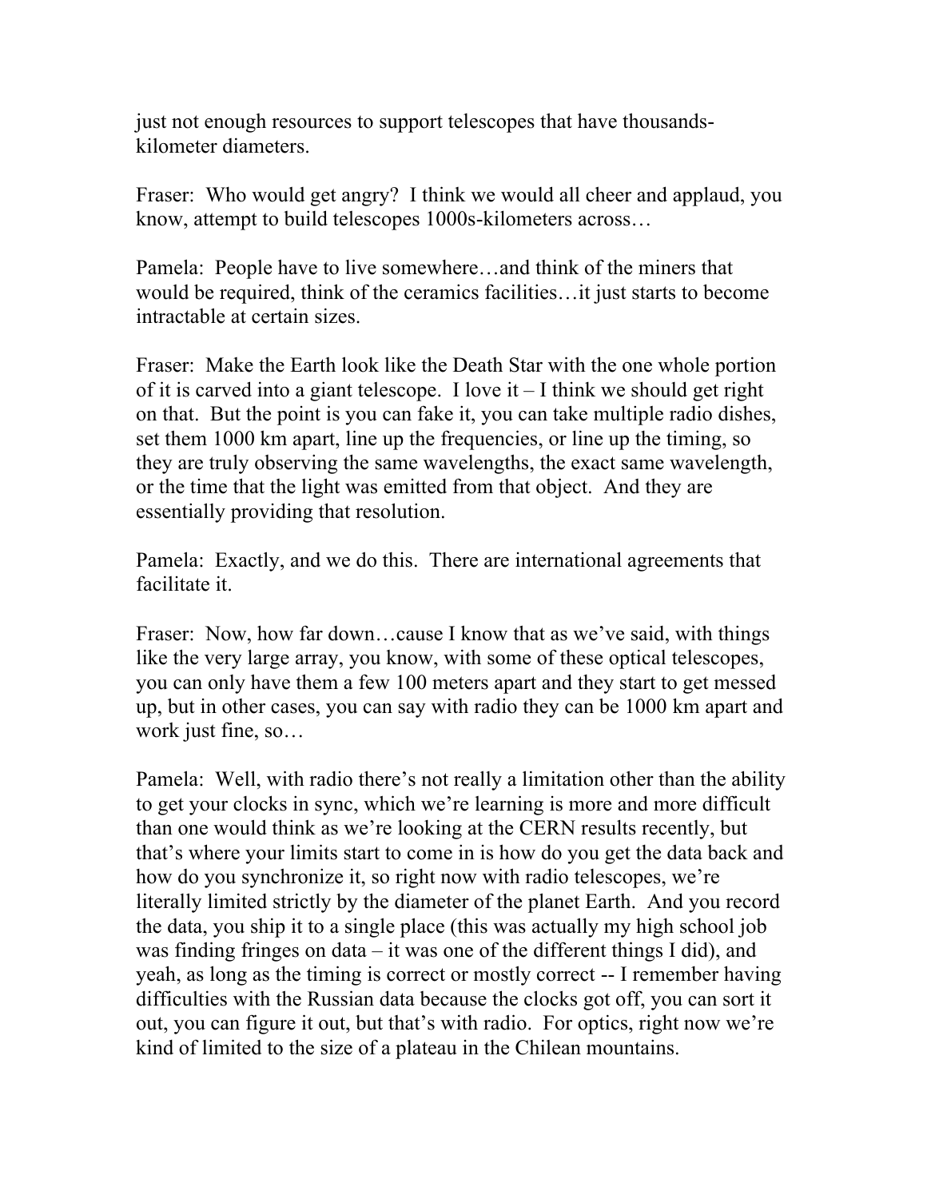just not enough resources to support telescopes that have thousands-kilometer diameters.

Fraser: Who would get angry? I think we would all cheer and applaud, you know, attempt to build telescopes 1000s-kilometers across…

Pamela: People have to live somewhere…and think of the miners that would be required, think of the ceramics facilities…it just starts to become intractable at certain sizes.

Fraser: Make the Earth look like the Death Star with the one whole portion of it is carved into a giant telescope. I love it – I think we should get right on that. But the point is you can fake it, you can take multiple radio dishes, set them 1000 km apart, line up the frequencies, or line up the timing, so they are truly observing the same wavelengths, the exact same wavelength, or the time that the light was emitted from that object. And they are essentially providing that resolution.

Pamela: Exactly, and we do this. There are international agreements that facilitate it.

Fraser: Now, how far down…cause I know that as we've said, with things like the very large array, you know, with some of these optical telescopes, you can only have them a few 100 meters apart and they start to get messed up, but in other cases, you can say with radio they can be 1000 km apart and work just fine, so…

Pamela: Well, with radio there's not really a limitation other than the ability to get your clocks in sync, which we're learning is more and more difficult than one would think as we're looking at the CERN results recently, but that's where your limits start to come in is how do you get the data back and how do you synchronize it, so right now with radio telescopes, we're literally limited strictly by the diameter of the planet Earth. And you record the data, you ship it to a single place (this was actually my high school job was finding fringes on data – it was one of the different things I did), and yeah, as long as the timing is correct or mostly correct -- I remember having difficulties with the Russian data because the clocks got off, you can sort it out, you can figure it out, but that's with radio. For optics, right now we're kind of limited to the size of a plateau in the Chilean mountains.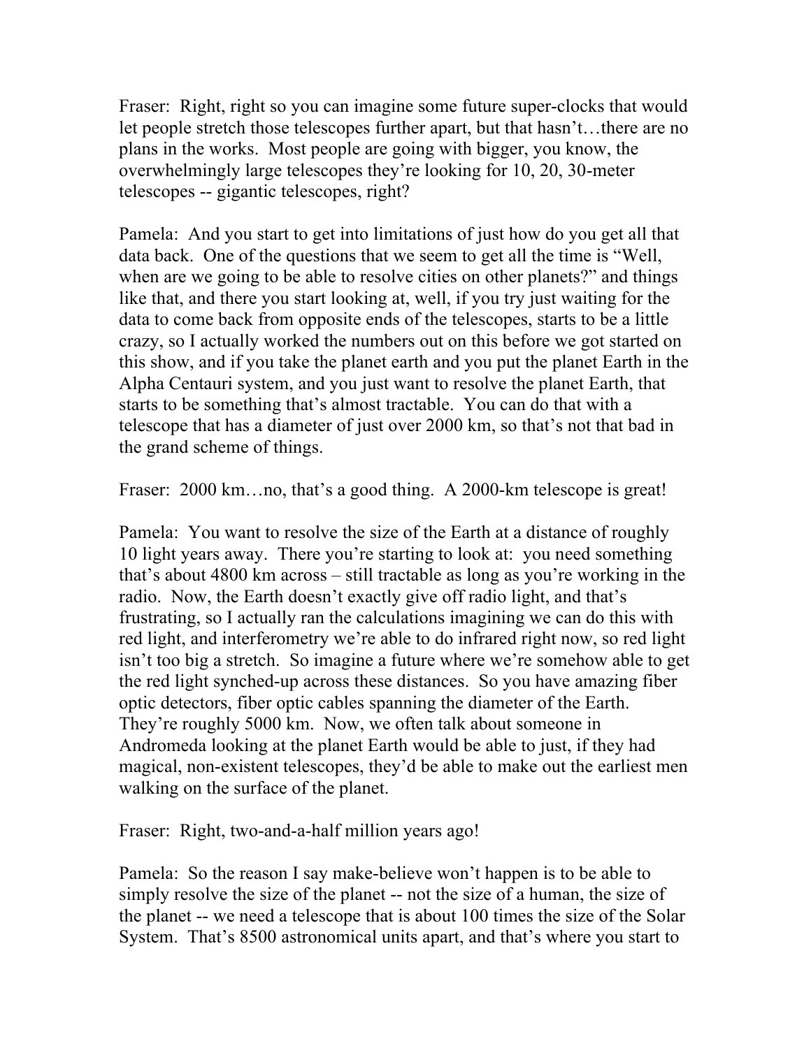Fraser: Right, right so you can imagine some future super-clocks that would let people stretch those telescopes further apart, but that hasn't…there are no plans in the works. Most people are going with bigger, you know, the overwhelmingly large telescopes they're looking for 10, 20, 30-meter telescopes -- gigantic telescopes, right?

Pamela: And you start to get into limitations of just how do you get all that data back. One of the questions that we seem to get all the time is "Well, when are we going to be able to resolve cities on other planets?" and things like that, and there you start looking at, well, if you try just waiting for the data to come back from opposite ends of the telescopes, starts to be a little crazy, so I actually worked the numbers out on this before we got started on this show, and if you take the planet earth and you put the planet Earth in the Alpha Centauri system, and you just want to resolve the planet Earth, that starts to be something that's almost tractable. You can do that with a telescope that has a diameter of just over 2000 km, so that's not that bad in the grand scheme of things.

Fraser: 2000 km…no, that's a good thing. A 2000-km telescope is great!

Pamela: You want to resolve the size of the Earth at a distance of roughly 10 light years away. There you're starting to look at: you need something that's about 4800 km across – still tractable as long as you're working in the radio. Now, the Earth doesn't exactly give off radio light, and that's frustrating, so I actually ran the calculations imagining we can do this with red light, and interferometry we're able to do infrared right now, so red light isn't too big a stretch. So imagine a future where we're somehow able to get the red light synched-up across these distances. So you have amazing fiber optic detectors, fiber optic cables spanning the diameter of the Earth. They're roughly 5000 km. Now, we often talk about someone in Andromeda looking at the planet Earth would be able to just, if they had magical, non-existent telescopes, they'd be able to make out the earliest men walking on the surface of the planet.

Fraser: Right, two-and-a-half million years ago!

Pamela: So the reason I say make-believe won't happen is to be able to simply resolve the size of the planet -- not the size of a human, the size of the planet -- we need a telescope that is about 100 times the size of the Solar System. That's 8500 astronomical units apart, and that's where you start to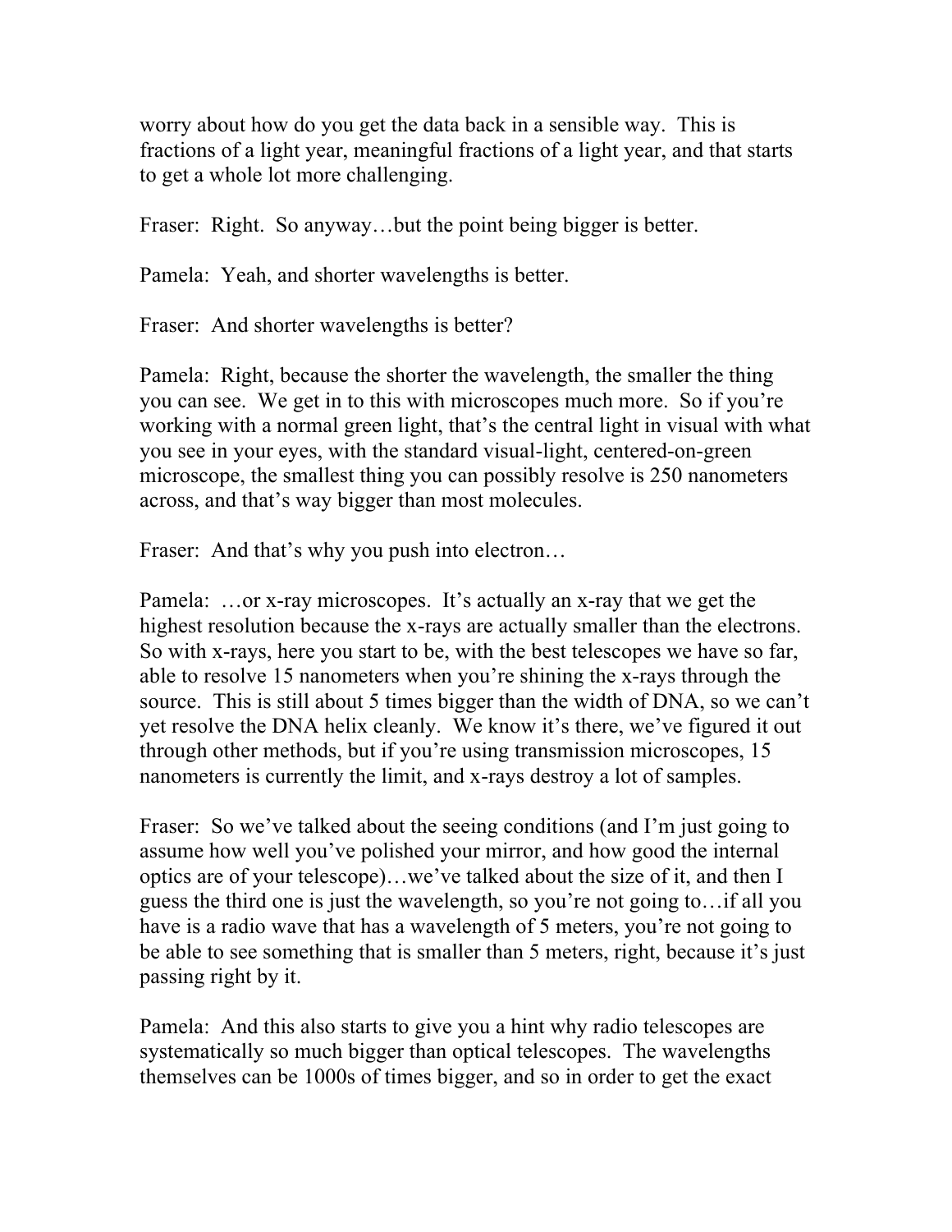worry about how do you get the data back in a sensible way. This is fractions of a light year, meaningful fractions of a light year, and that starts to get a whole lot more challenging.

Fraser: Right. So anyway…but the point being bigger is better.

Pamela: Yeah, and shorter wavelengths is better.

Fraser: And shorter wavelengths is better?

Pamela: Right, because the shorter the wavelength, the smaller the thing you can see. We get in to this with microscopes much more. So if you're working with a normal green light, that's the central light in visual with what you see in your eyes, with the standard visual-light, centered-on-green microscope, the smallest thing you can possibly resolve is 250 nanometers across, and that's way bigger than most molecules.

Fraser: And that's why you push into electron…

Pamela: …or x-ray microscopes. It's actually an x-ray that we get the highest resolution because the x-rays are actually smaller than the electrons. So with x-rays, here you start to be, with the best telescopes we have so far, able to resolve 15 nanometers when you're shining the x-rays through the source. This is still about 5 times bigger than the width of DNA, so we can't yet resolve the DNA helix cleanly. We know it's there, we've figured it out through other methods, but if you're using transmission microscopes, 15 nanometers is currently the limit, and x-rays destroy a lot of samples.

Fraser: So we've talked about the seeing conditions (and I'm just going to assume how well you've polished your mirror, and how good the internal optics are of your telescope)…we've talked about the size of it, and then I guess the third one is just the wavelength, so you're not going to…if all you have is a radio wave that has a wavelength of 5 meters, you're not going to be able to see something that is smaller than 5 meters, right, because it's just passing right by it.

Pamela: And this also starts to give you a hint why radio telescopes are systematically so much bigger than optical telescopes. The wavelengths themselves can be 1000s of times bigger, and so in order to get the exact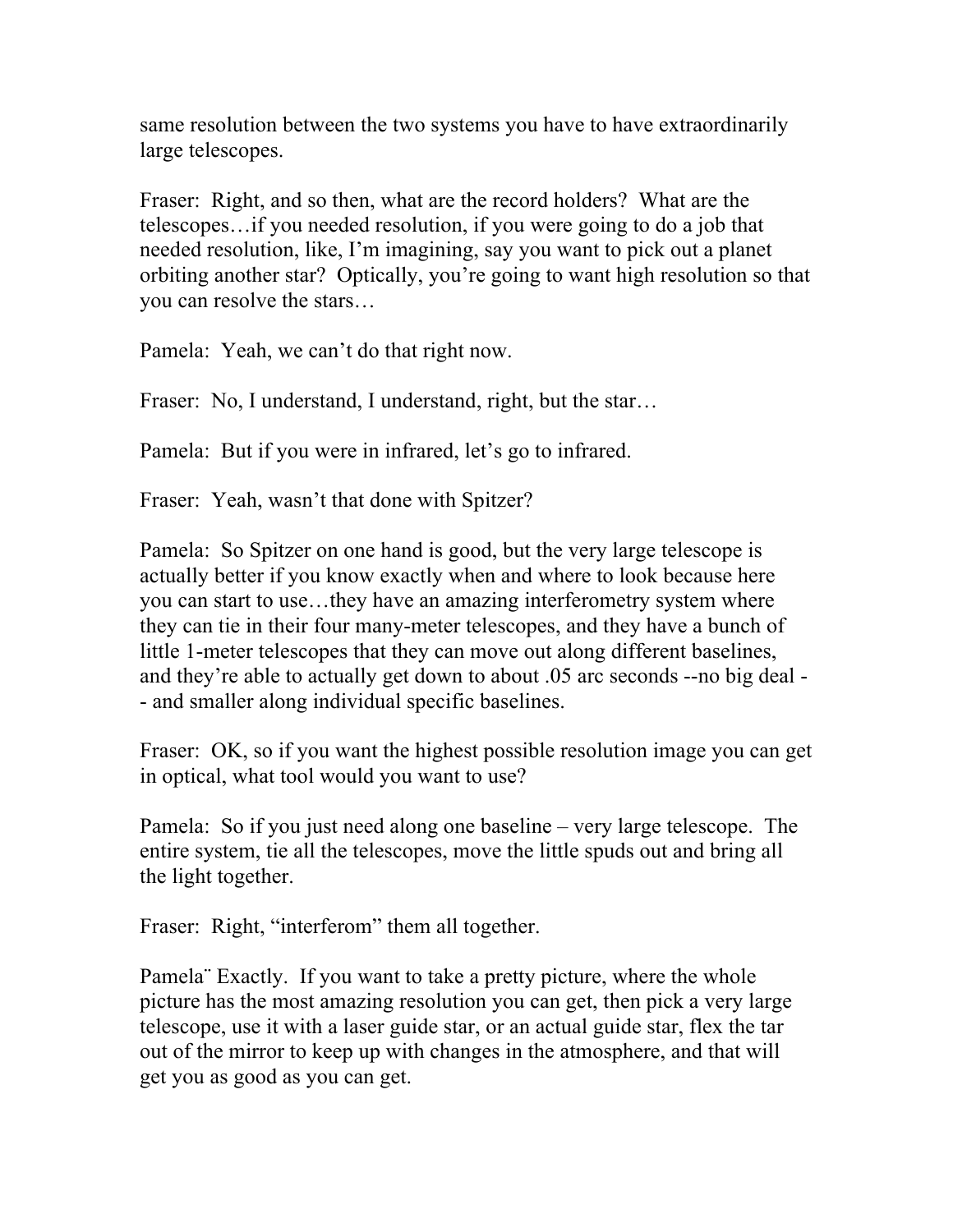same resolution between the two systems you have to have extraordinarily large telescopes.

Fraser: Right, and so then, what are the record holders? What are the telescopes…if you needed resolution, if you were going to do a job that needed resolution, like, I'm imagining, say you want to pick out a planet orbiting another star? Optically, you're going to want high resolution so that you can resolve the stars…

Pamela: Yeah, we can't do that right now.

Fraser: No, I understand, I understand, right, but the star…

Pamela: But if you were in infrared, let's go to infrared.

Fraser: Yeah, wasn't that done with Spitzer?

Pamela: So Spitzer on one hand is good, but the very large telescope is actually better if you know exactly when and where to look because here you can start to use…they have an amazing interferometry system where they can tie in their four many-meter telescopes, and they have a bunch of little 1-meter telescopes that they can move out along different baselines, and they're able to actually get down to about .05 arc seconds --no big deal -- and smaller along individual specific baselines.

Fraser: OK, so if you want the highest possible resolution image you can get in optical, what tool would you want to use?

Pamela: So if you just need along one baseline – very large telescope. The entire system, tie all the telescopes, move the little spuds out and bring all the light together.

Fraser: Right, "interferom" them all together.

Pamela¨ Exactly. If you want to take a pretty picture, where the whole picture has the most amazing resolution you can get, then pick a very large telescope, use it with a laser guide star, or an actual guide star, flex the tar out of the mirror to keep up with changes in the atmosphere, and that will get you as good as you can get.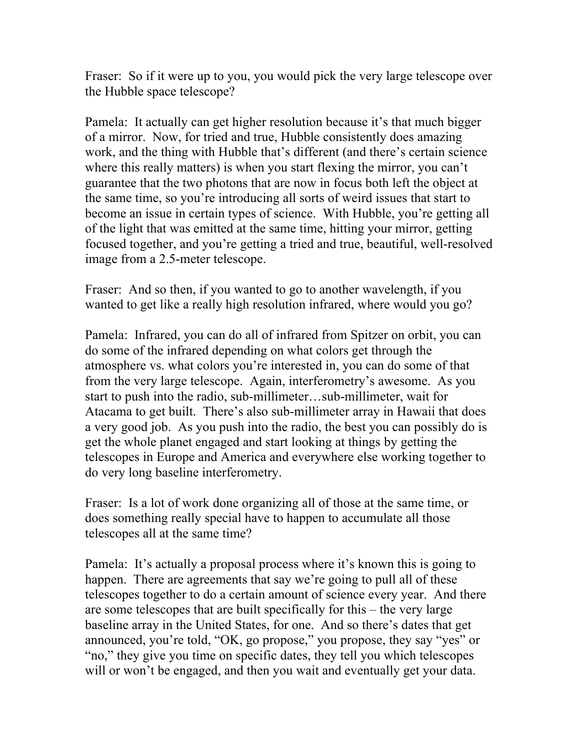Fraser: So if it were up to you, you would pick the very large telescope over the Hubble space telescope?

Pamela: It actually can get higher resolution because it's that much bigger of a mirror. Now, for tried and true, Hubble consistently does amazing work, and the thing with Hubble that's different (and there's certain science where this really matters) is when you start flexing the mirror, you can't guarantee that the two photons that are now in focus both left the object at the same time, so you're introducing all sorts of weird issues that start to become an issue in certain types of science. With Hubble, you're getting all of the light that was emitted at the same time, hitting your mirror, getting focused together, and you're getting a tried and true, beautiful, well-resolved image from a 2.5-meter telescope.

Fraser: And so then, if you wanted to go to another wavelength, if you wanted to get like a really high resolution infrared, where would you go?

Pamela: Infrared, you can do all of infrared from Spitzer on orbit, you can do some of the infrared depending on what colors get through the atmosphere vs. what colors you're interested in, you can do some of that from the very large telescope. Again, interferometry's awesome. As you start to push into the radio, sub-millimeter…sub-millimeter, wait for Atacama to get built. There's also sub-millimeter array in Hawaii that does a very good job. As you push into the radio, the best you can possibly do is get the whole planet engaged and start looking at things by getting the telescopes in Europe and America and everywhere else working together to do very long baseline interferometry.

Fraser: Is a lot of work done organizing all of those at the same time, or does something really special have to happen to accumulate all those telescopes all at the same time?

Pamela: It's actually a proposal process where it's known this is going to happen. There are agreements that say we're going to pull all of these telescopes together to do a certain amount of science every year. And there are some telescopes that are built specifically for this – the very large baseline array in the United States, for one. And so there's dates that get announced, you're told, "OK, go propose," you propose, they say "yes" or "no," they give you time on specific dates, they tell you which telescopes will or won't be engaged, and then you wait and eventually get your data.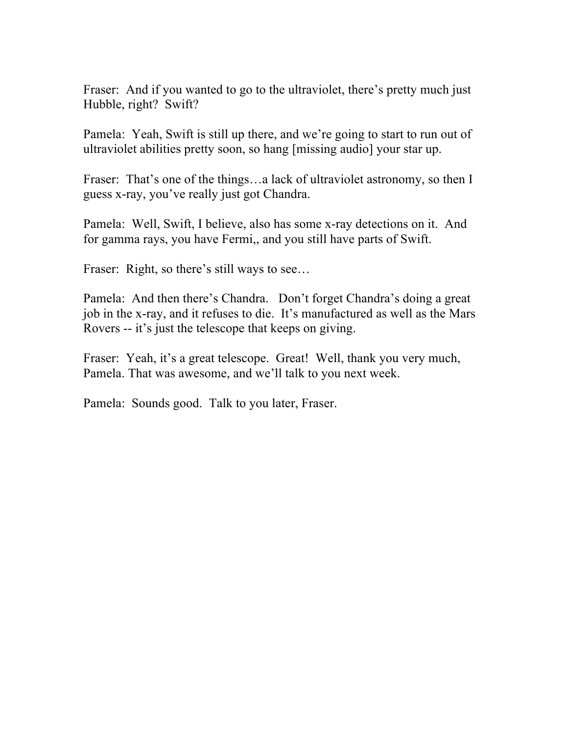Fraser:  And if you wanted to go to the ultraviolet, there's pretty much just Hubble, right?  Swift?

Pamela:  Yeah, Swift is still up there, and we're going to start to run out of ultraviolet abilities pretty soon, so hang [missing audio] your star up.

Fraser:  That's one of the things…a lack of ultraviolet astronomy, so then I guess x-ray, you've really just got Chandra.

Pamela:  Well, Swift, I believe, also has some x-ray detections on it.  And for gamma rays, you have Fermi,, and you still have parts of Swift.

Fraser:  Right, so there's still ways to see…

Pamela:  And then there's Chandra.   Don't forget Chandra's doing a great job in the x-ray, and it refuses to die.  It's manufactured as well as the Mars Rovers -- it's just the telescope that keeps on giving.

Fraser:  Yeah, it's a great telescope.  Great!  Well, thank you very much, Pamela. That was awesome, and we'll talk to you next week.

Pamela:  Sounds good.  Talk to you later, Fraser.